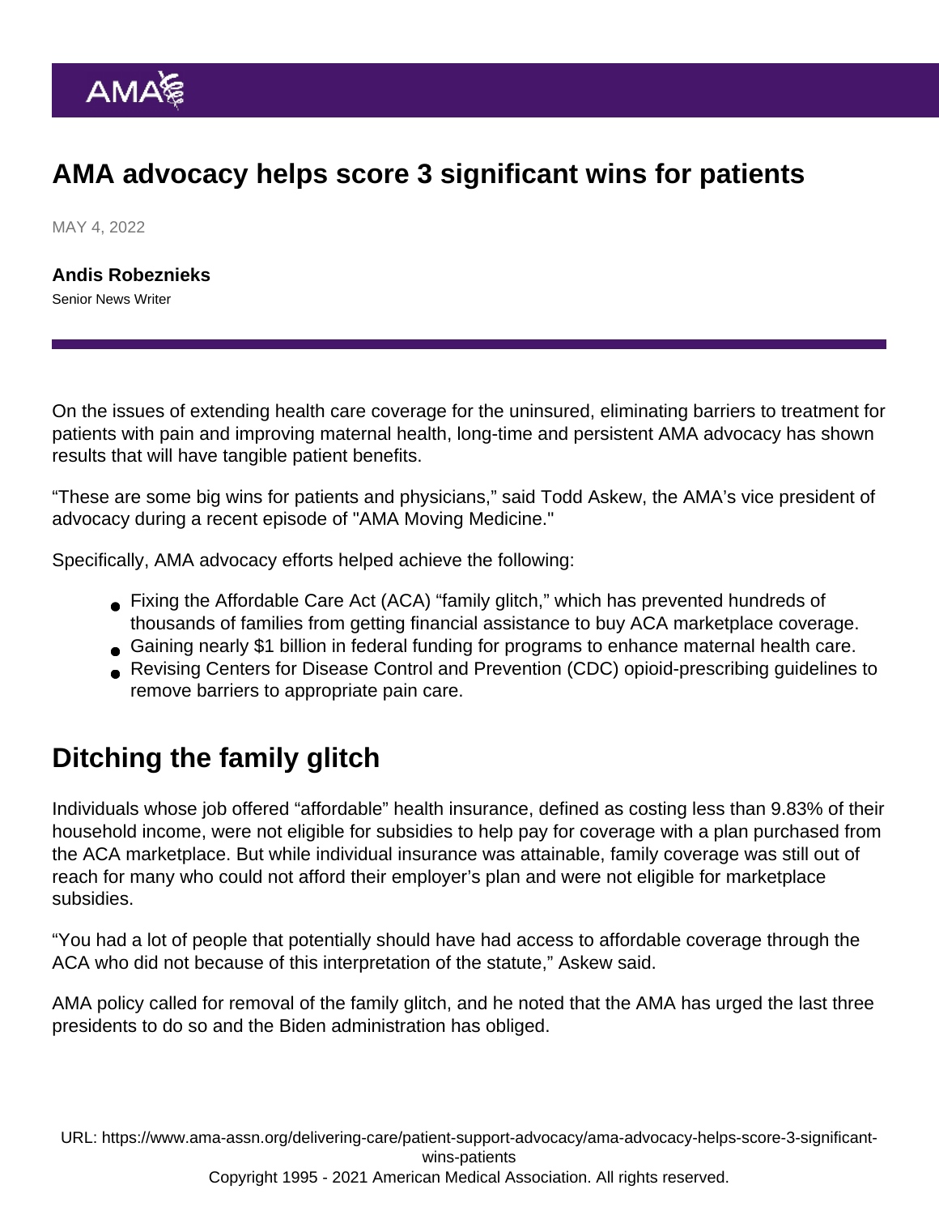# AMA advocacy helps score 3 significant wins for patients

MAY 4, 2022

**Andis Robeznieks**
Senior News Writer

On the issues of extending health care coverage for the uninsured, eliminating barriers to treatment for patients with pain and improving maternal health, long-time and persistent AMA advocacy has shown results that will have tangible patient benefits.

"These are some big wins for patients and physicians," said Todd Askew, the AMA's vice president of advocacy during a recent episode of "AMA Moving Medicine."

Specifically, AMA advocacy efforts helped achieve the following:

- Fixing the Affordable Care Act (ACA) "family glitch," which has prevented hundreds of thousands of families from getting financial assistance to buy ACA marketplace coverage.
- Gaining nearly $1 billion in federal funding for programs to enhance maternal health care.
- Revising Centers for Disease Control and Prevention (CDC) opioid-prescribing guidelines to remove barriers to appropriate pain care.

## Ditching the family glitch

Individuals whose job offered "affordable" health insurance, defined as costing less than 9.83% of their household income, were not eligible for subsidies to help pay for coverage with a plan purchased from the ACA marketplace. But while individual insurance was attainable, family coverage was still out of reach for many who could not afford their employer's plan and were not eligible for marketplace subsidies.

"You had a lot of people that potentially should have had access to affordable coverage through the ACA who did not because of this interpretation of the statute," Askew said.

AMA policy called for removal of the family glitch, and he noted that the AMA has urged the last three presidents to do so and the Biden administration has obliged.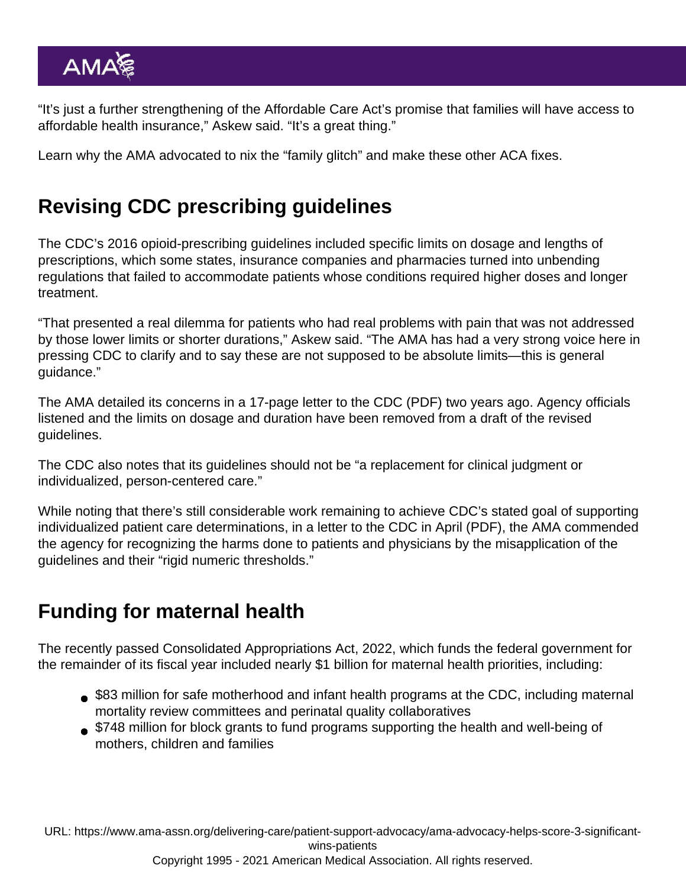"It's just a further strengthening of the Affordable Care Act's promise that families will have access to affordable health insurance," Askew said. "It's a great thing."

Learn why the AMA advocated to nix the "family glitch" and make these other ACA fixes.

## Revising CDC prescribing guidelines

The CDC's 2016 opioid-prescribing guidelines included specific limits on dosage and lengths of prescriptions, which some states, insurance companies and pharmacies turned into unbending regulations that failed to accommodate patients whose conditions required higher doses and longer treatment.

"That presented a real dilemma for patients who had real problems with pain that was not addressed by those lower limits or shorter durations," Askew said. "The AMA has had a very strong voice here in pressing CDC to clarify and to say these are not supposed to be absolute limits—this is general guidance."

The AMA detailed its concerns in a 17-page letter to the CDC (PDF) two years ago. Agency officials listened and the limits on dosage and duration have been removed from a draft of the revised guidelines.

The CDC also notes that its guidelines should not be "a replacement for clinical judgment or individualized, person-centered care."

While noting that there's still considerable work remaining to achieve CDC's stated goal of supporting individualized patient care determinations, in a letter to the CDC in April (PDF), the AMA commended the agency for recognizing the harms done to patients and physicians by the misapplication of the guidelines and their "rigid numeric thresholds."

## Funding for maternal health

The recently passed Consolidated Appropriations Act, 2022, which funds the federal government for the remainder of its fiscal year included nearly $1 billion for maternal health priorities, including:

- $83 million for safe motherhood and infant health programs at the CDC, including maternal mortality review committees and perinatal quality collaboratives
- $748 million for block grants to fund programs supporting the health and well-being of mothers, children and families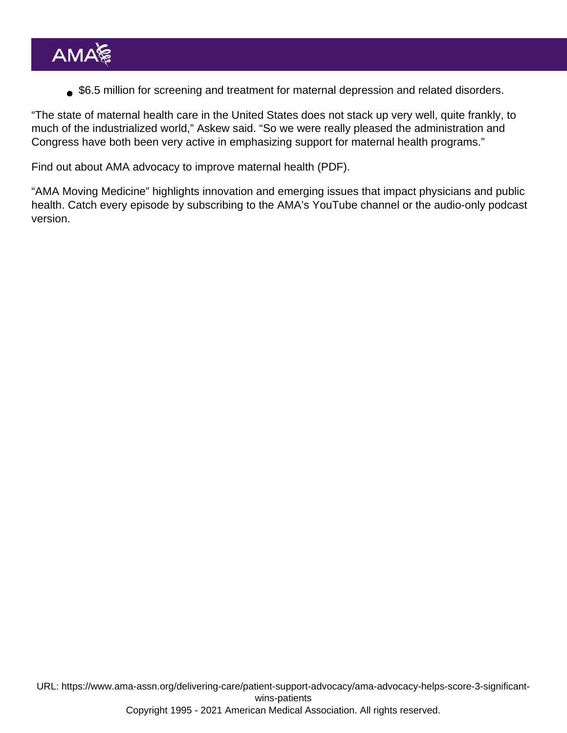- $6.5 million for screening and treatment for maternal depression and related disorders.

"The state of maternal health care in the United States does not stack up very well, quite frankly, to much of the industrialized world," Askew said. "So we were really pleased the administration and Congress have both been very active in emphasizing support for maternal health programs."

Find out about AMA advocacy to improve maternal health (PDF).

"AMA Moving Medicine" highlights innovation and emerging issues that impact physicians and public health. Catch every episode by subscribing to the AMA's YouTube channel or the audio-only podcast version.